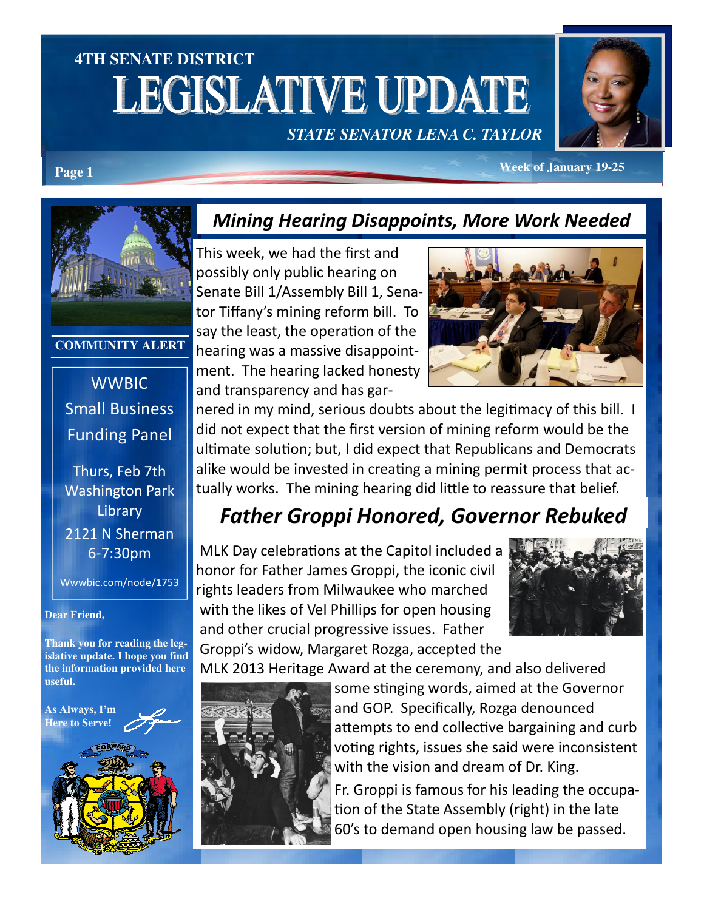**4TH SENATE DISTRICT**

# LEGISLATIVE UPDATE

***STATE SENATOR LENA C. TAYLOR***

**Week of January 19-25**

**COMMUNITY ALERT**

WWBIC
Small Business
Funding Panel

Thurs, Feb 7th
Washington Park Library
2121 N Sherman
6-7:30pm

Wwwbic.com/node/1753

**Dear Friend,**

**Thank you for reading the legislative update. I hope you find the information provided here useful.**

**As Always, I'm Here to Serve!**

## *Mining Hearing Disappoints, More Work Needed*

This week, we had the first and possibly only public hearing on Senate Bill 1/Assembly Bill 1, Senator Tiffany's mining reform bill. To say the least, the operation of the hearing was a massive disappointment. The hearing lacked honesty and transparency and has garnered in my mind, serious doubts about the legitimacy of this bill. I did not expect that the first version of mining reform would be the ultimate solution; but, I did expect that Republicans and Democrats alike would be invested in creating a mining permit process that actually works. The mining hearing did little to reassure that belief.

## *Father Groppi Honored, Governor Rebuked*

MLK Day celebrations at the Capitol included a honor for Father James Groppi, the iconic civil rights leaders from Milwaukee who marched with the likes of Vel Phillips for open housing and other crucial progressive issues. Father Groppi's widow, Margaret Rozga, accepted the MLK 2013 Heritage Award at the ceremony, and also delivered some stinging words, aimed at the Governor and GOP. Specifically, Rozga denounced attempts to end collective bargaining and curb voting rights, issues she said were inconsistent with the vision and dream of Dr. King.

Fr. Groppi is famous for his leading the occupation of the State Assembly (right) in the late 60's to demand open housing law be passed.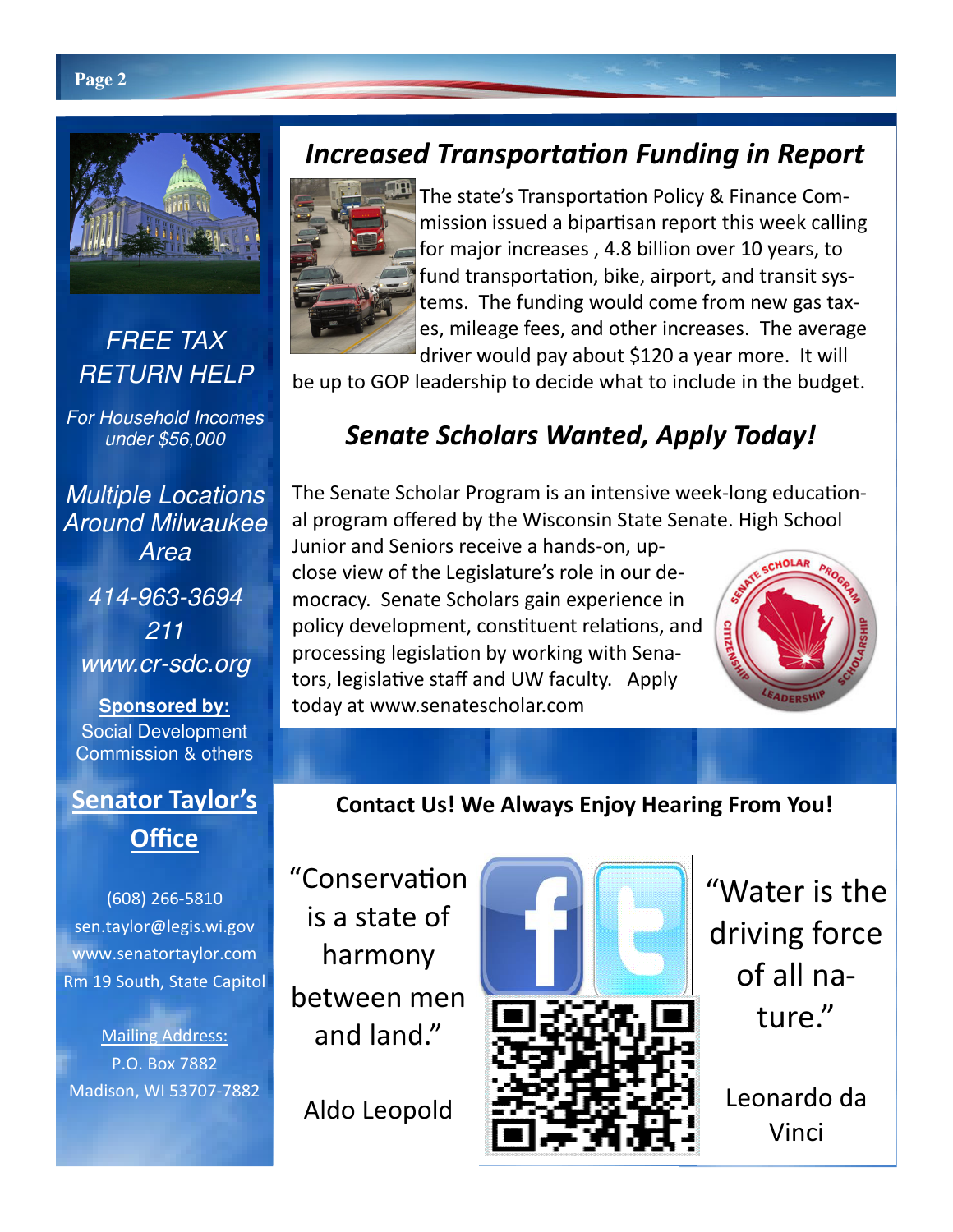## Increased Transportation Funding in Report

The state's Transportation Policy & Finance Commission issued a bipartisan report this week calling for major increases , 4.8 billion over 10 years, to fund transportation, bike, airport, and transit systems. The funding would come from new gas taxes, mileage fees, and other increases. The average driver would pay about $120 a year more. It will be up to GOP leadership to decide what to include in the budget.

## Senate Scholars Wanted, Apply Today!

The Senate Scholar Program is an intensive week-long educational program offered by the Wisconsin State Senate. High School Junior and Seniors receive a hands-on, up-close view of the Legislature's role in our democracy. Senate Scholars gain experience in policy development, constituent relations, and processing legislation by working with Senators, legislative staff and UW faculty. Apply today at www.senatescholar.com

### FREE TAX RETURN HELP

*For Household Incomes under $56,000*

*Multiple Locations Around Milwaukee Area*

*414-963-3694*
*211*
*www.cr-sdc.org*

**Sponsored by:**
Social Development Commission & others

### Senator Taylor's Office

(608) 266-5810
sen.taylor@legis.wi.gov
www.senatortaylor.com
Rm 19 South, State Capitol

Mailing Address:
P.O. Box 7882
Madison, WI 53707-7882

**Contact Us! We Always Enjoy Hearing From You!**

"Conservation is a state of harmony between men and land."

Aldo Leopold

"Water is the driving force of all nature."

Leonardo da Vinci